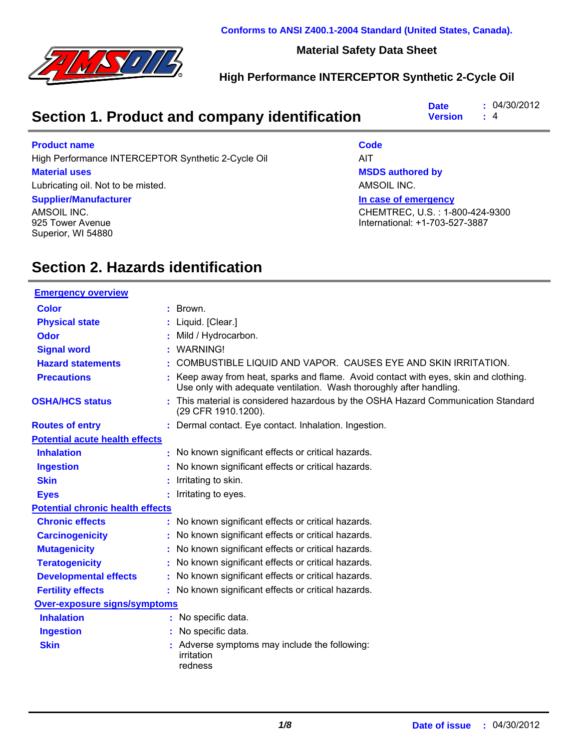Conforms to ANSI Z400.1-2004 Standard (United States, Canada).

**Material Safety Data Sheet**

**High Performance INTERCEPTOR Synthetic 2-Cycle Oil**

## Section 1. Product and company identification

**Date** : 04/30/2012
**Version** : 4

**Product name**
High Performance INTERCEPTOR Synthetic 2-Cycle Oil

**Material uses**
Lubricating oil. Not to be misted.

**Supplier/Manufacturer**
AMSOIL INC.
925 Tower Avenue
Superior, WI 54880

**Code**
AIT

**MSDS authored by**
AMSOIL INC.

**In case of emergency**
CHEMTREC, U.S. : 1-800-424-9300
International: +1-703-527-3887

## Section 2. Hazards identification

**Emergency overview**

| | |
|---|---|
| **Color** | : Brown. |
| **Physical state** | : Liquid. [Clear.] |
| **Odor** | : Mild / Hydrocarbon. |
| **Signal word** | : WARNING! |
| **Hazard statements** | : COMBUSTIBLE LIQUID AND VAPOR. CAUSES EYE AND SKIN IRRITATION. |
| **Precautions** | : Keep away from heat, sparks and flame. Avoid contact with eyes, skin and clothing. Use only with adequate ventilation. Wash thoroughly after handling. |
| **OSHA/HCS status** | : This material is considered hazardous by the OSHA Hazard Communication Standard (29 CFR 1910.1200). |
| **Routes of entry** | : Dermal contact. Eye contact. Inhalation. Ingestion. |

**Potential acute health effects**

| | |
|---|---|
| **Inhalation** | : No known significant effects or critical hazards. |
| **Ingestion** | : No known significant effects or critical hazards. |
| **Skin** | : Irritating to skin. |
| **Eyes** | : Irritating to eyes. |

**Potential chronic health effects**

| | |
|---|---|
| **Chronic effects** | : No known significant effects or critical hazards. |
| **Carcinogenicity** | : No known significant effects or critical hazards. |
| **Mutagenicity** | : No known significant effects or critical hazards. |
| **Teratogenicity** | : No known significant effects or critical hazards. |
| **Developmental effects** | : No known significant effects or critical hazards. |
| **Fertility effects** | : No known significant effects or critical hazards. |

**Over-exposure signs/symptoms**

| | |
|---|---|
| **Inhalation** | : No specific data. |
| **Ingestion** | : No specific data. |
| **Skin** | : Adverse symptoms may include the following: irritation redness |

**Date of issue** : 04/30/2012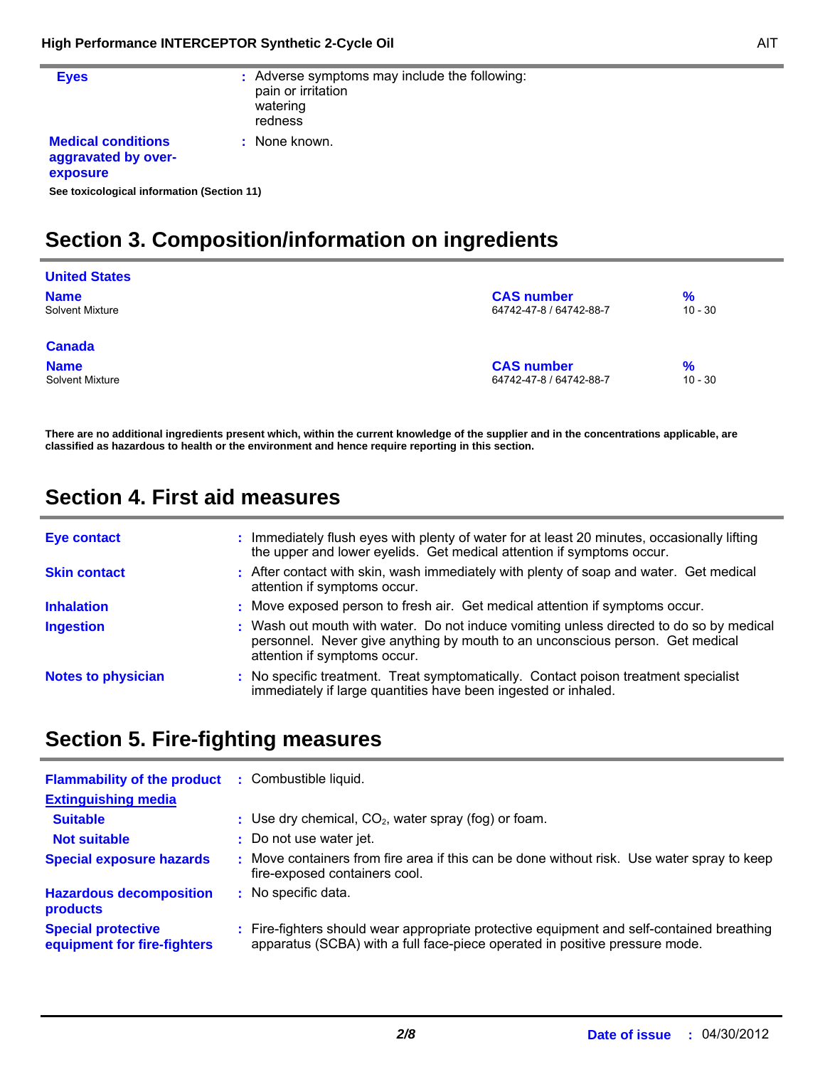**Eyes** : Adverse symptoms may include the following:
pain or irritation
watering
redness

**Medical conditions aggravated by over-exposure** : None known.

**See toxicological information (Section 11)**

## Section 3. Composition/information on ingredients

**United States**

| Name | CAS number | % |
| --- | --- | --- |
| Solvent Mixture | 64742-47-8 / 64742-88-7 | 10 - 30 |

**Canada**

| Name | CAS number | % |
| --- | --- | --- |
| Solvent Mixture | 64742-47-8 / 64742-88-7 | 10 - 30 |

**There are no additional ingredients present which, within the current knowledge of the supplier and in the concentrations applicable, are classified as hazardous to health or the environment and hence require reporting in this section.**

## Section 4. First aid measures

**Eye contact** : Immediately flush eyes with plenty of water for at least 20 minutes, occasionally lifting the upper and lower eyelids. Get medical attention if symptoms occur.

**Skin contact** : After contact with skin, wash immediately with plenty of soap and water. Get medical attention if symptoms occur.

**Inhalation** : Move exposed person to fresh air. Get medical attention if symptoms occur.

**Ingestion** : Wash out mouth with water. Do not induce vomiting unless directed to do so by medical personnel. Never give anything by mouth to an unconscious person. Get medical attention if symptoms occur.

**Notes to physician** : No specific treatment. Treat symptomatically. Contact poison treatment specialist immediately if large quantities have been ingested or inhaled.

## Section 5. Fire-fighting measures

**Flammability of the product** : Combustible liquid.

**Extinguishing media**

**Suitable** : Use dry chemical, $CO_2$, water spray (fog) or foam.

**Not suitable** : Do not use water jet.

**Special exposure hazards** : Move containers from fire area if this can be done without risk. Use water spray to keep fire-exposed containers cool.

**Hazardous decomposition products** : No specific data.

**Special protective equipment for fire-fighters** : Fire-fighters should wear appropriate protective equipment and self-contained breathing apparatus (SCBA) with a full face-piece operated in positive pressure mode.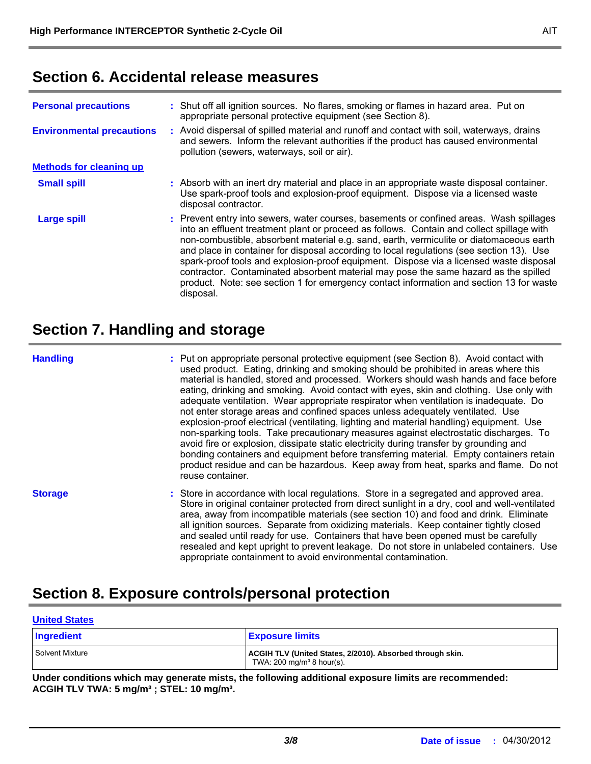## Section 6. Accidental release measures

**Personal precautions** : Shut off all ignition sources. No flares, smoking or flames in hazard area. Put on appropriate personal protective equipment (see Section 8).

**Environmental precautions** : Avoid dispersal of spilled material and runoff and contact with soil, waterways, drains and sewers. Inform the relevant authorities if the product has caused environmental pollution (sewers, waterways, soil or air).

**Methods for cleaning up**

**Small spill** : Absorb with an inert dry material and place in an appropriate waste disposal container. Use spark-proof tools and explosion-proof equipment. Dispose via a licensed waste disposal contractor.

**Large spill** : Prevent entry into sewers, water courses, basements or confined areas. Wash spillages into an effluent treatment plant or proceed as follows. Contain and collect spillage with non-combustible, absorbent material e.g. sand, earth, vermiculite or diatomaceous earth and place in container for disposal according to local regulations (see section 13). Use spark-proof tools and explosion-proof equipment. Dispose via a licensed waste disposal contractor. Contaminated absorbent material may pose the same hazard as the spilled product. Note: see section 1 for emergency contact information and section 13 for waste disposal.

## Section 7. Handling and storage

**Handling** : Put on appropriate personal protective equipment (see Section 8). Avoid contact with used product. Eating, drinking and smoking should be prohibited in areas where this material is handled, stored and processed. Workers should wash hands and face before eating, drinking and smoking. Avoid contact with eyes, skin and clothing. Use only with adequate ventilation. Wear appropriate respirator when ventilation is inadequate. Do not enter storage areas and confined spaces unless adequately ventilated. Use explosion-proof electrical (ventilating, lighting and material handling) equipment. Use non-sparking tools. Take precautionary measures against electrostatic discharges. To avoid fire or explosion, dissipate static electricity during transfer by grounding and bonding containers and equipment before transferring material. Empty containers retain product residue and can be hazardous. Keep away from heat, sparks and flame. Do not reuse container.

**Storage** : Store in accordance with local regulations. Store in a segregated and approved area. Store in original container protected from direct sunlight in a dry, cool and well-ventilated area, away from incompatible materials (see section 10) and food and drink. Eliminate all ignition sources. Separate from oxidizing materials. Keep container tightly closed and sealed until ready for use. Containers that have been opened must be carefully resealed and kept upright to prevent leakage. Do not store in unlabeled containers. Use appropriate containment to avoid environmental contamination.

## Section 8. Exposure controls/personal protection

**United States**

| Ingredient | Exposure limits |
|---|---|
| Solvent Mixture | **ACGIH TLV (United States, 2/2010). Absorbed through skin.** TWA: 200 mg/m³ 8 hour(s). |

**Under conditions which may generate mists, the following additional exposure limits are recommended: ACGIH TLV TWA: 5 mg/m³ ; STEL: 10 mg/m³.**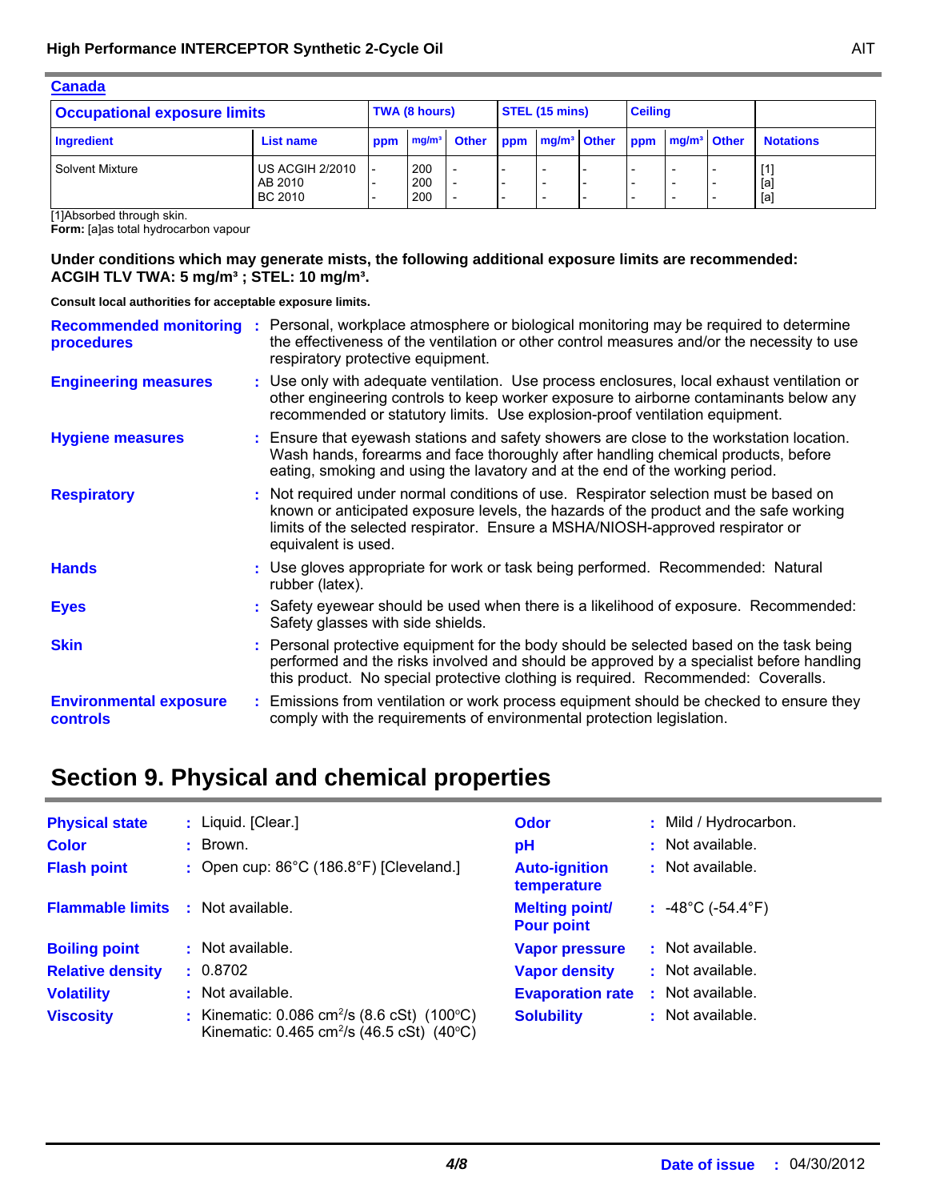**Canada**

| Occupational exposure limits | | TWA (8 hours) | | | STEL (15 mins) | | | Ceiling | | | |
|---|---|---|---|---|---|---|---|---|---|---|---|
| Ingredient | List name | ppm | mg/m³ | Other | ppm | mg/m³ | Other | ppm | mg/m³ | Other | Notations |
| Solvent Mixture | US ACGIH 2/2010 | - | 200 | - | - | - | - | - | - | - | [1] |
| | AB 2010 | - | 200 | - | - | - | - | - | - | - | [a] |
| | BC 2010 | - | 200 | - | - | - | - | - | - | - | [a] |

[1]Absorbed through skin.
**Form:** [a]as total hydrocarbon vapour

**Under conditions which may generate mists, the following additional exposure limits are recommended: ACGIH TLV TWA: 5 mg/m³ ; STEL: 10 mg/m³.**

**Consult local authorities for acceptable exposure limits.**

**Recommended monitoring procedures** : Personal, workplace atmosphere or biological monitoring may be required to determine the effectiveness of the ventilation or other control measures and/or the necessity to use respiratory protective equipment.

**Engineering measures** : Use only with adequate ventilation. Use process enclosures, local exhaust ventilation or other engineering controls to keep worker exposure to airborne contaminants below any recommended or statutory limits. Use explosion-proof ventilation equipment.

**Hygiene measures** : Ensure that eyewash stations and safety showers are close to the workstation location. Wash hands, forearms and face thoroughly after handling chemical products, before eating, smoking and using the lavatory and at the end of the working period.

**Respiratory** : Not required under normal conditions of use. Respirator selection must be based on known or anticipated exposure levels, the hazards of the product and the safe working limits of the selected respirator. Ensure a MSHA/NIOSH-approved respirator or equivalent is used.

**Hands** : Use gloves appropriate for work or task being performed. Recommended: Natural rubber (latex).

**Eyes** : Safety eyewear should be used when there is a likelihood of exposure. Recommended: Safety glasses with side shields.

**Skin** : Personal protective equipment for the body should be selected based on the task being performed and the risks involved and should be approved by a specialist before handling this product. No special protective clothing is required. Recommended: Coveralls.

**Environmental exposure controls** : Emissions from ventilation or work process equipment should be checked to ensure they comply with the requirements of environmental protection legislation.

## Section 9. Physical and chemical properties

**Physical state** : Liquid. [Clear.]

**Color** : Brown.

**Flash point** : Open cup: 86°C (186.8°F) [Cleveland.]

**Flammable limits** : Not available.

**Boiling point** : Not available.

**Relative density** : 0.8702

**Volatility** : Not available.

**Viscosity** : Kinematic: 0.086 $cm^2/s$ (8.6 cSt) (100°C)
Kinematic: 0.465 $cm^2/s$ (46.5 cSt) (40°C)

**Odor** : Mild / Hydrocarbon.

**pH** : Not available.

**Auto-ignition temperature** : Not available.

**Melting point/ Pour point** : -48°C (-54.4°F)

**Vapor pressure** : Not available.

**Vapor density** : Not available.

**Evaporation rate** : Not available.

**Solubility** : Not available.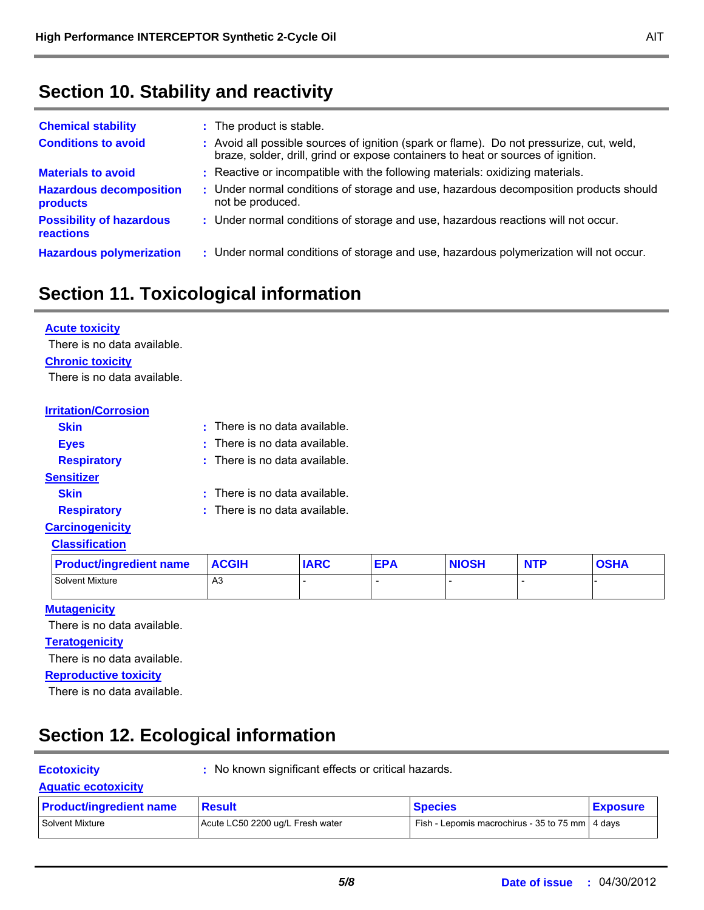## Section 10. Stability and reactivity

**Chemical stability** : The product is stable.

**Conditions to avoid** : Avoid all possible sources of ignition (spark or flame). Do not pressurize, cut, weld, braze, solder, drill, grind or expose containers to heat or sources of ignition.

**Materials to avoid** : Reactive or incompatible with the following materials: oxidizing materials.

**Hazardous decomposition products** : Under normal conditions of storage and use, hazardous decomposition products should not be produced.

**Possibility of hazardous reactions** : Under normal conditions of storage and use, hazardous reactions will not occur.

**Hazardous polymerization** : Under normal conditions of storage and use, hazardous polymerization will not occur.

## Section 11. Toxicological information

**Acute toxicity**

There is no data available.

**Chronic toxicity**

There is no data available.

**Irritation/Corrosion**

- **Skin** : There is no data available.
- **Eyes** : There is no data available.
- **Respiratory** : There is no data available.

**Sensitizer**

- **Skin** : There is no data available.
- **Respiratory** : There is no data available.

**Carcinogenicity**

**Classification**

| Product/ingredient name | ACGIH | IARC | EPA | NIOSH | NTP | OSHA |
|---|---|---|---|---|---|---|
| Solvent Mixture | A3 | - | - | - | - | - |

**Mutagenicity**

There is no data available.

**Teratogenicity**

There is no data available.

**Reproductive toxicity**

There is no data available.

## Section 12. Ecological information

**Ecotoxicity** : No known significant effects or critical hazards.

**Aquatic ecotoxicity**

| Product/ingredient name | Result | Species | Exposure |
|---|---|---|---|
| Solvent Mixture | Acute LC50 2200 ug/L Fresh water | Fish - Lepomis macrochirus - 35 to 75 mm | 4 days |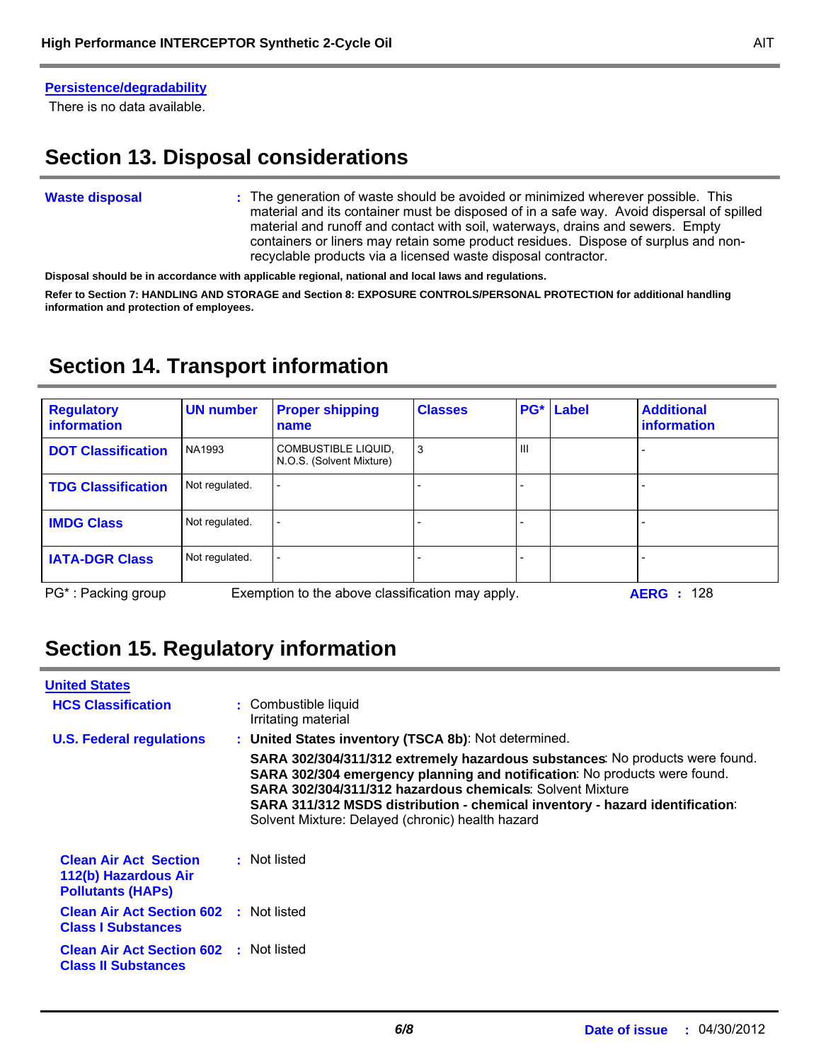**Persistence/degradability**

There is no data available.

## Section 13. Disposal considerations

**Waste disposal** : The generation of waste should be avoided or minimized wherever possible. This material and its container must be disposed of in a safe way. Avoid dispersal of spilled material and runoff and contact with soil, waterways, drains and sewers. Empty containers or liners may retain some product residues. Dispose of surplus and non-recyclable products via a licensed waste disposal contractor.

**Disposal should be in accordance with applicable regional, national and local laws and regulations.**

**Refer to Section 7: HANDLING AND STORAGE and Section 8: EXPOSURE CONTROLS/PERSONAL PROTECTION for additional handling information and protection of employees.**

## Section 14. Transport information

| Regulatory information | UN number | Proper shipping name | Classes | PG* | Label | Additional information |
|---|---|---|---|---|---|---|
| DOT Classification | NA1993 | COMBUSTIBLE LIQUID, N.O.S. (Solvent Mixture) | 3 | III | | - |
| TDG Classification | Not regulated. | - | - | - | | - |
| IMDG Class | Not regulated. | - | - | - | | - |
| IATA-DGR Class | Not regulated. | - | - | - | | - |

PG* : Packing group　　Exemption to the above classification may apply.　　**AERG :** 128

## Section 15. Regulatory information

**United States**

**HCS Classification** : Combustible liquid
Irritating material

**U.S. Federal regulations** : **United States inventory (TSCA 8b)**: Not determined.

**SARA 302/304/311/312 extremely hazardous substances**: No products were found.
**SARA 302/304 emergency planning and notification**: No products were found.
**SARA 302/304/311/312 hazardous chemicals**: Solvent Mixture
**SARA 311/312 MSDS distribution - chemical inventory - hazard identification**: Solvent Mixture: Delayed (chronic) health hazard

**Clean Air Act Section 112(b) Hazardous Air Pollutants (HAPs)** : Not listed

**Clean Air Act Section 602 Class I Substances** : Not listed

**Clean Air Act Section 602 Class II Substances** : Not listed

**Date of issue** : 04/30/2012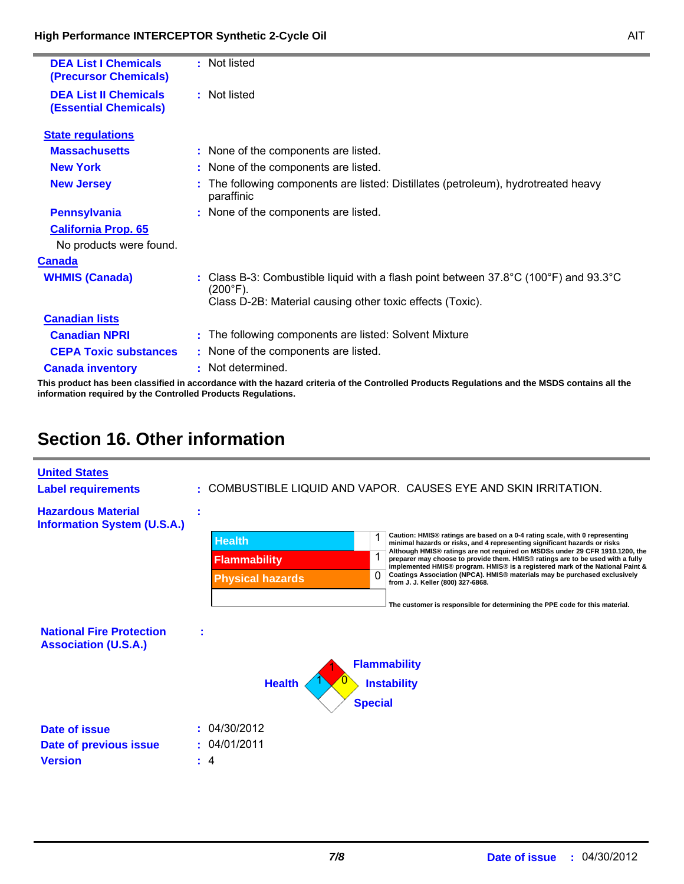**DEA List I Chemicals (Precursor Chemicals)** : Not listed

**DEA List II Chemicals (Essential Chemicals)** : Not listed

**State regulations**

**Massachusetts** : None of the components are listed.

**New York** : None of the components are listed.

**New Jersey** : The following components are listed: Distillates (petroleum), hydrotreated heavy paraffinic

**Pennsylvania** : None of the components are listed.

**California Prop. 65**

No products were found.

**Canada**

**WHMIS (Canada)** : Class B-3: Combustible liquid with a flash point between 37.8°C (100°F) and 93.3°C (200°F).
Class D-2B: Material causing other toxic effects (Toxic).

**Canadian lists**

**Canadian NPRI** : The following components are listed: Solvent Mixture

**CEPA Toxic substances** : None of the components are listed.

**Canada inventory** : Not determined.

**This product has been classified in accordance with the hazard criteria of the Controlled Products Regulations and the MSDS contains all the information required by the Controlled Products Regulations.**

# Section 16. Other information

**United States**

**Label requirements** : COMBUSTIBLE LIQUID AND VAPOR. CAUSES EYE AND SKIN IRRITATION.

**Hazardous Material Information System (U.S.A.)** :

| Hazard | Rating |
| --- | --- |
| Health | 1 |
| Flammability | 1 |
| Physical hazards | 0 |
| | |

**Caution: HMIS® ratings are based on a 0-4 rating scale, with 0 representing minimal hazards or risks, and 4 representing significant hazards or risks Although HMIS® ratings are not required on MSDSs under 29 CFR 1910.1200, the preparer may choose to provide them. HMIS® ratings are to be used with a fully implemented HMIS® program. HMIS® is a registered mark of the National Paint & Coatings Association (NPCA). HMIS® materials may be purchased exclusively from J. J. Keller (800) 327-6868.**

**The customer is responsible for determining the PPE code for this material.**

**National Fire Protection Association (U.S.A.)** :

| Health | Flammability | Instability | Special |
| --- | --- | --- | --- |
| 1 | 1 | 0 | |

**Date of issue** : 04/30/2012

**Date of previous issue** : 04/01/2011

**Version** : 4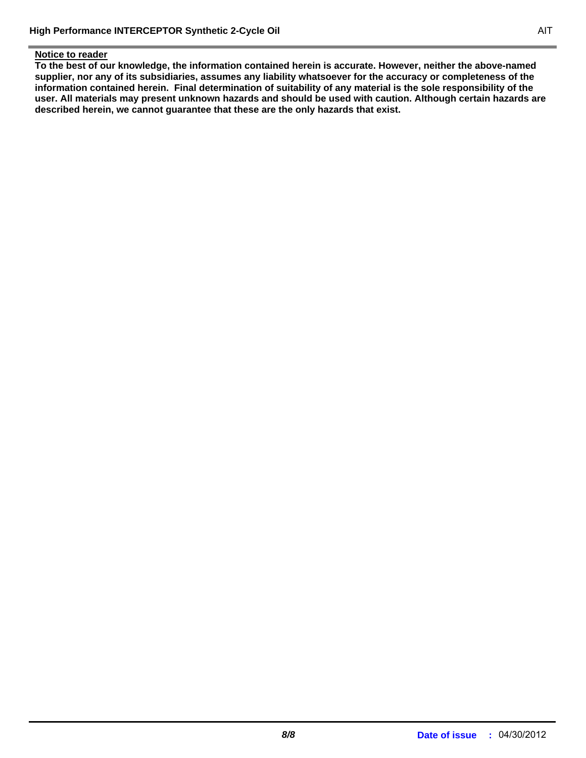**Notice to reader**

**To the best of our knowledge, the information contained herein is accurate. However, neither the above-named supplier, nor any of its subsidiaries, assumes any liability whatsoever for the accuracy or completeness of the information contained herein. Final determination of suitability of any material is the sole responsibility of the user. All materials may present unknown hazards and should be used with caution. Although certain hazards are described herein, we cannot guarantee that these are the only hazards that exist.**